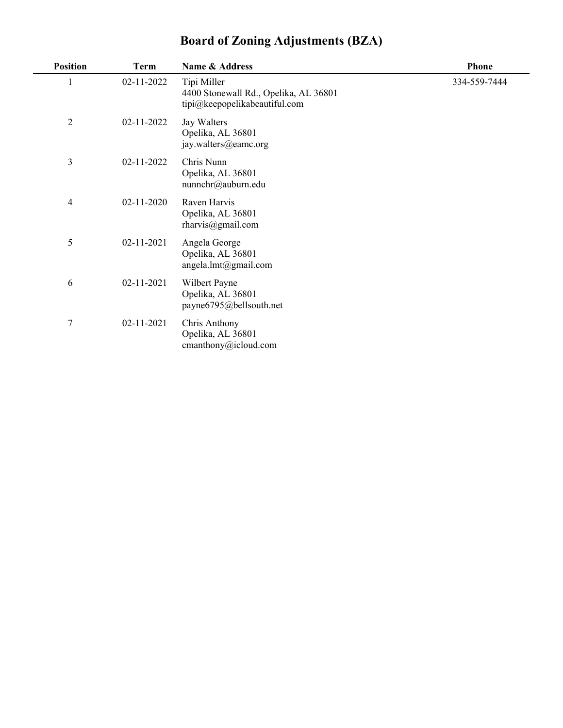# Board of Zoning Adjustments (BZA)

| Position | Term | Name & Address | Phone |
|---|---|---|---|
| 1 | 02-11-2022 | Tipi Miller<br>4400 Stonewall Rd., Opelika, AL 36801<br>tipi@keepopelikabeautiful.com | 334-559-7444 |
| 2 | 02-11-2022 | Jay Walters<br>Opelika, AL 36801<br>jay.walters@eamc.org | |
| 3 | 02-11-2022 | Chris Nunn<br>Opelika, AL 36801<br>nunnchr@auburn.edu | |
| 4 | 02-11-2020 | Raven Harvis<br>Opelika, AL 36801<br>rharvis@gmail.com | |
| 5 | 02-11-2021 | Angela George<br>Opelika, AL 36801<br>angela.lmt@gmail.com | |
| 6 | 02-11-2021 | Wilbert Payne<br>Opelika, AL 36801<br>payne6795@bellsouth.net | |
| 7 | 02-11-2021 | Chris Anthony<br>Opelika, AL 36801<br>cmanthony@icloud.com | |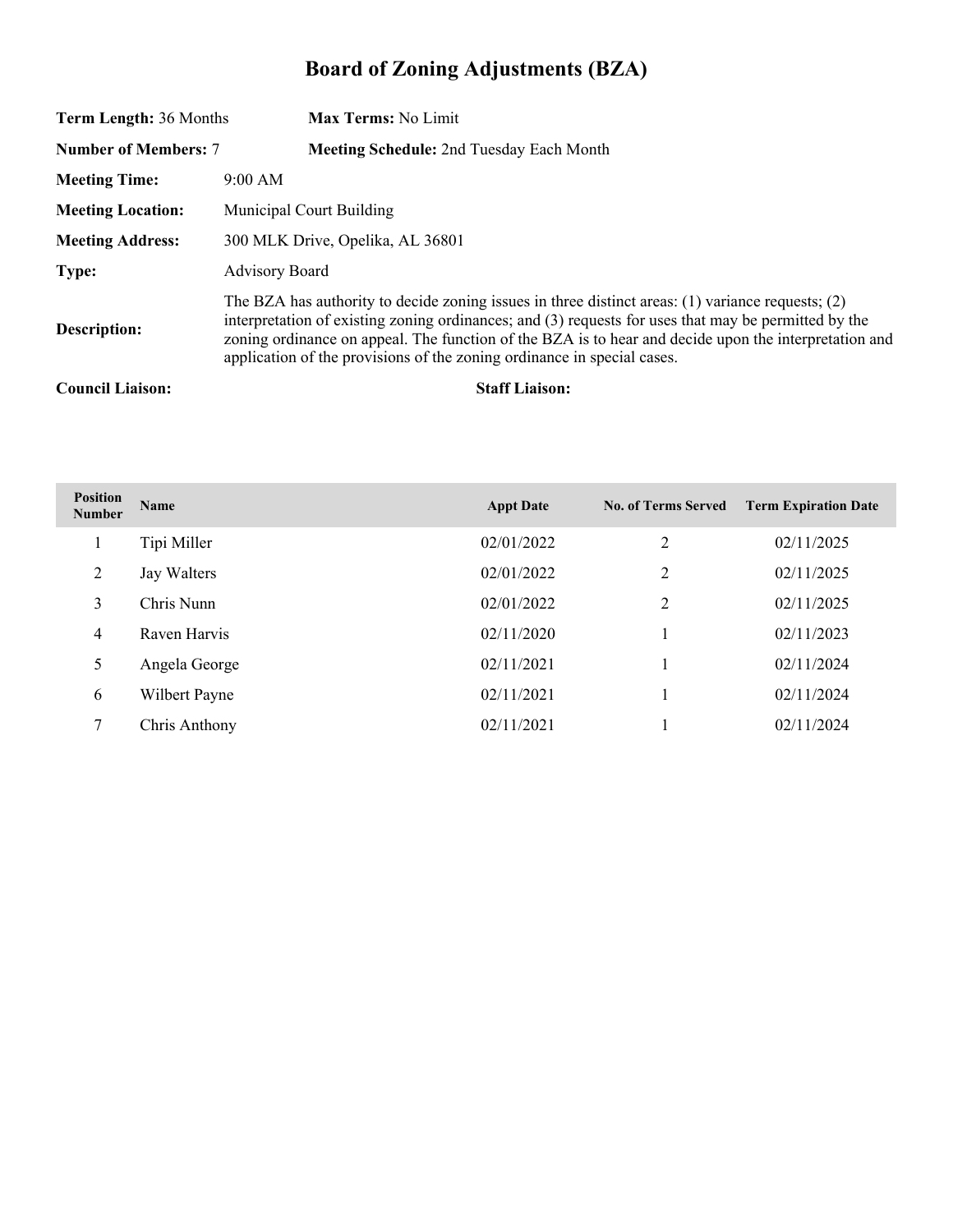# Board of Zoning Adjustments (BZA)

**Term Length:** 36 Months **Max Terms:** No Limit

**Number of Members:** 7 **Meeting Schedule:** 2nd Tuesday Each Month

**Meeting Time:** 9:00 AM

**Meeting Location:** Municipal Court Building

**Meeting Address:** 300 MLK Drive, Opelika, AL 36801

**Type:** Advisory Board

**Description:** The BZA has authority to decide zoning issues in three distinct areas: (1) variance requests; (2) interpretation of existing zoning ordinances; and (3) requests for uses that may be permitted by the zoning ordinance on appeal. The function of the BZA is to hear and decide upon the interpretation and application of the provisions of the zoning ordinance in special cases.

**Council Liaison:** **Staff Liaison:**

| Position Number | Name | Appt Date | No. of Terms Served | Term Expiration Date |
|---|---|---|---|---|
| 1 | Tipi Miller | 02/01/2022 | 2 | 02/11/2025 |
| 2 | Jay Walters | 02/01/2022 | 2 | 02/11/2025 |
| 3 | Chris Nunn | 02/01/2022 | 2 | 02/11/2025 |
| 4 | Raven Harvis | 02/11/2020 | 1 | 02/11/2023 |
| 5 | Angela George | 02/11/2021 | 1 | 02/11/2024 |
| 6 | Wilbert Payne | 02/11/2021 | 1 | 02/11/2024 |
| 7 | Chris Anthony | 02/11/2021 | 1 | 02/11/2024 |